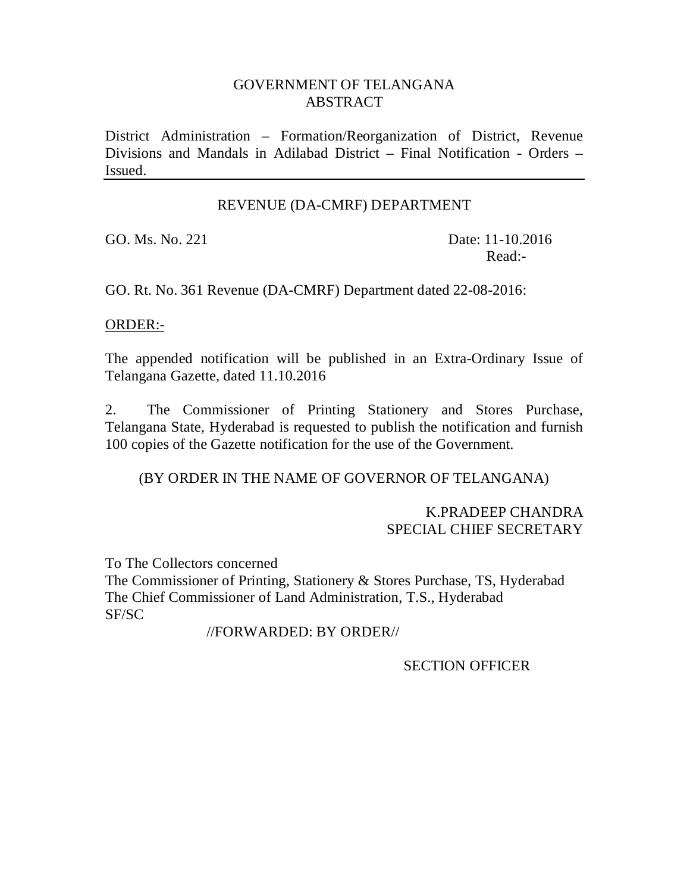# GOVERNMENT OF TELANGANA
## ABSTRACT

District Administration – Formation/Reorganization of District, Revenue Divisions and Mandals in Adilabad District – Final Notification - Orders – Issued.

---

### REVENUE (DA-CMRF) DEPARTMENT

GO. Ms. No. 221 Date: 11-10.2016

Read:-

GO. Rt. No. 361 Revenue (DA-CMRF) Department dated 22-08-2016:

ORDER:-

The appended notification will be published in an Extra-Ordinary Issue of Telangana Gazette, dated 11.10.2016

2. The Commissioner of Printing Stationery and Stores Purchase, Telangana State, Hyderabad is requested to publish the notification and furnish 100 copies of the Gazette notification for the use of the Government.

(BY ORDER IN THE NAME OF GOVERNOR OF TELANGANA)

K.PRADEEP CHANDRA
SPECIAL CHIEF SECRETARY

To The Collectors concerned
The Commissioner of Printing, Stationery & Stores Purchase, TS, Hyderabad
The Chief Commissioner of Land Administration, T.S., Hyderabad
SF/SC

//FORWARDED: BY ORDER//

SECTION OFFICER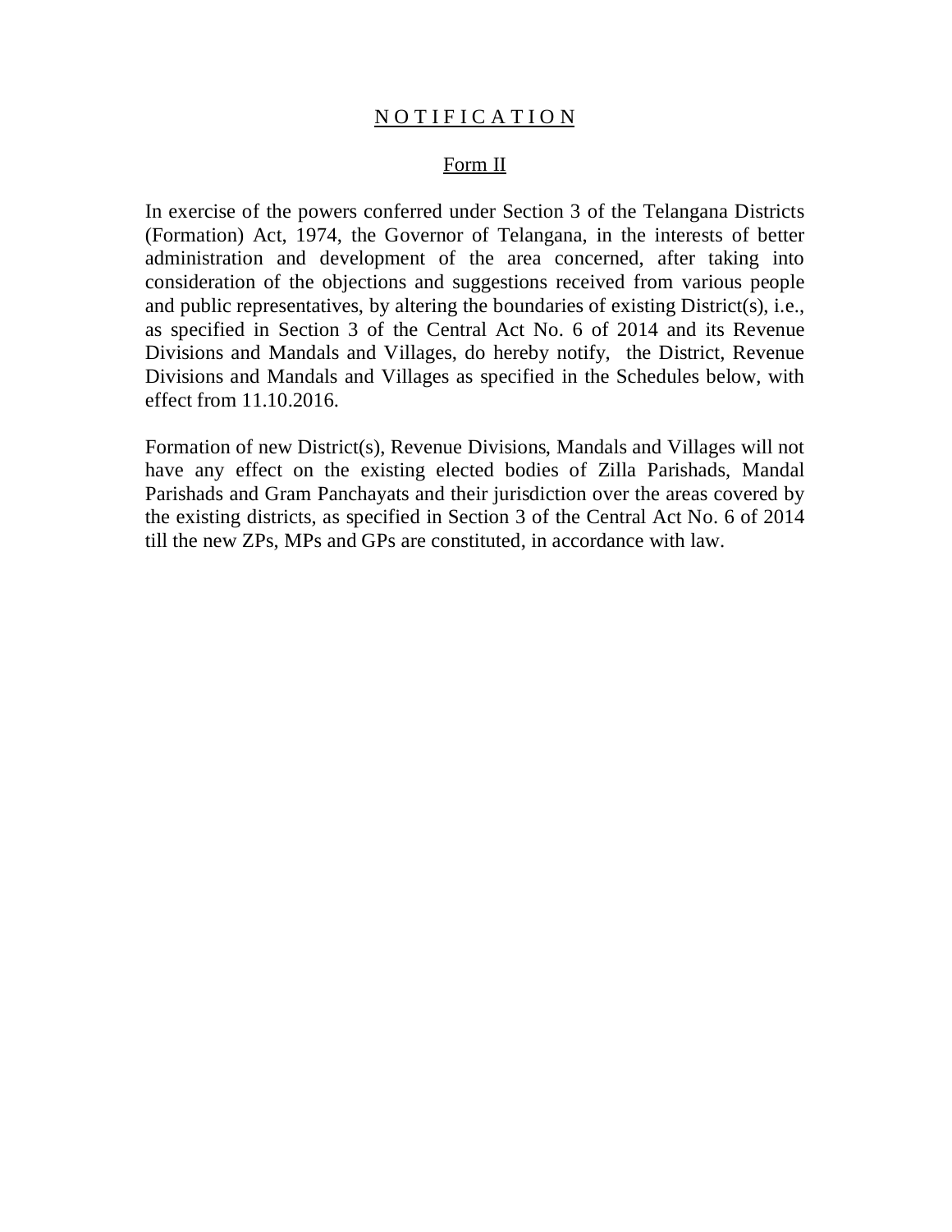# N O T I F I C A T I O N

## Form II

In exercise of the powers conferred under Section 3 of the Telangana Districts (Formation) Act, 1974, the Governor of Telangana, in the interests of better administration and development of the area concerned, after taking into consideration of the objections and suggestions received from various people and public representatives, by altering the boundaries of existing District(s), i.e., as specified in Section 3 of the Central Act No. 6 of 2014 and its Revenue Divisions and Mandals and Villages, do hereby notify, the District, Revenue Divisions and Mandals and Villages as specified in the Schedules below, with effect from 11.10.2016.

Formation of new District(s), Revenue Divisions, Mandals and Villages will not have any effect on the existing elected bodies of Zilla Parishads, Mandal Parishads and Gram Panchayats and their jurisdiction over the areas covered by the existing districts, as specified in Section 3 of the Central Act No. 6 of 2014 till the new ZPs, MPs and GPs are constituted, in accordance with law.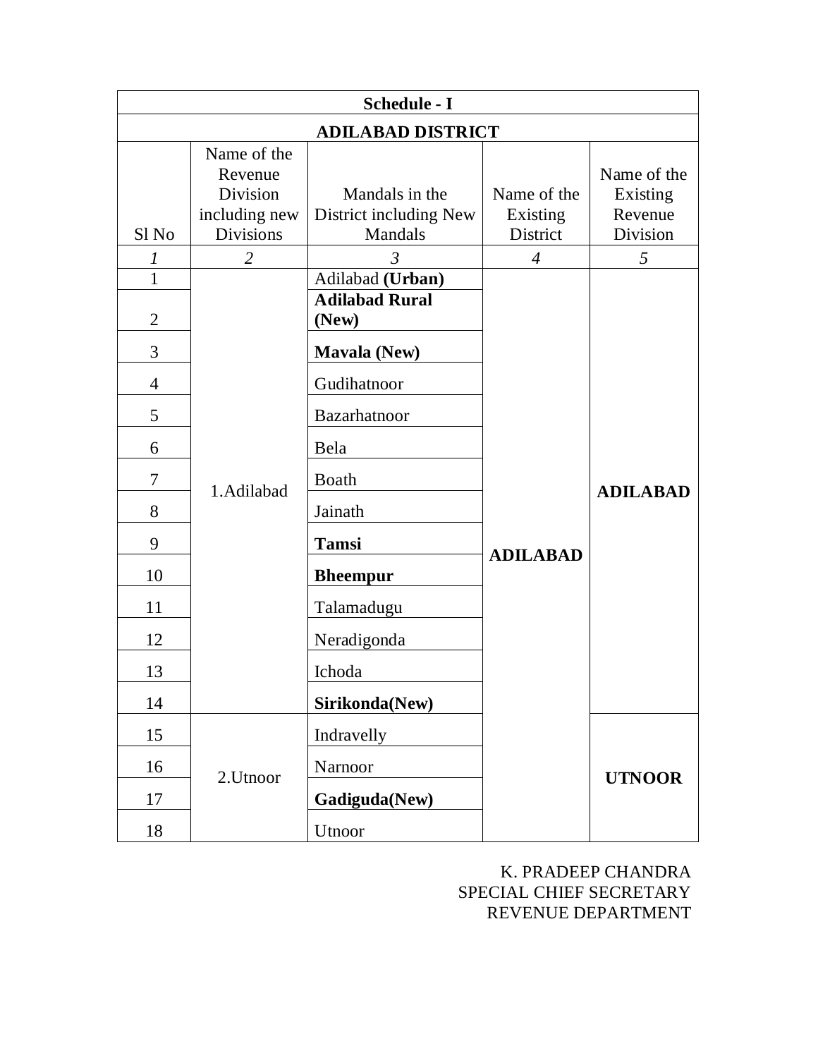| Schedule - I | | | | |
|---|---|---|---|---|
| **ADILABAD DISTRICT** | | | | |
| Sl No | Name of the Revenue Division including new Divisions | Mandals in the District including New Mandals | Name of the Existing District | Name of the Existing Revenue Division |
| *1* | *2* | *3* | *4* | *5* |
| 1 | 1.Adilabad | Adilabad **(Urban)** | **ADILABAD** | **ADILABAD** |
| 2 | | **Adilabad Rural (New)** | | |
| 3 | | **Mavala (New)** | | |
| 4 | | Gudihatnoor | | |
| 5 | | Bazarhatnoor | | |
| 6 | | Bela | | |
| 7 | | Boath | | |
| 8 | | Jainath | | |
| 9 | | **Tamsi** | | |
| 10 | | **Bheempur** | | |
| 11 | | Talamadugu | | |
| 12 | | Neradigonda | | |
| 13 | | Ichoda | | |
| 14 | | **Sirikonda(New)** | | |
| 15 | 2.Utnoor | Indravelly | | **UTNOOR** |
| 16 | | Narnoor | | |
| 17 | | **Gadiguda(New)** | | |
| 18 | | Utnoor | | |

K. PRADEEP CHANDRA
SPECIAL CHIEF SECRETARY
REVENUE DEPARTMENT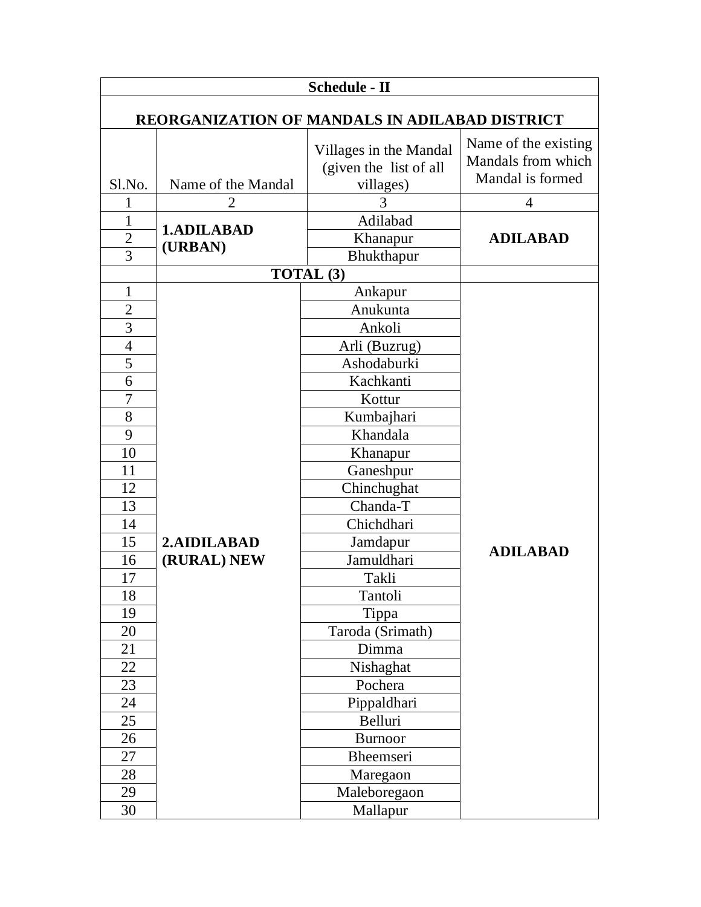| Schedule - II | | | |
|---|---|---|---|
| **REORGANIZATION OF MANDALS IN ADILABAD DISTRICT** | | | |
| Sl.No. | Name of the Mandal | Villages in the Mandal (given the list of all villages) | Name of the existing Mandals from which Mandal is formed |
| 1 | 2 | 3 | 4 |
| 1 | **1.ADILABAD (URBAN)** | Adilabad | **ADILABAD** |
| 2 | | Khanapur | |
| 3 | | Bhukthapur | |
| | **TOTAL (3)** | | |
| 1 | **2.AIDILABAD (RURAL) NEW** | Ankapur | **ADILABAD** |
| 2 | | Anukunta | |
| 3 | | Ankoli | |
| 4 | | Arli (Buzrug) | |
| 5 | | Ashodaburki | |
| 6 | | Kachkanti | |
| 7 | | Kottur | |
| 8 | | Kumbajhari | |
| 9 | | Khandala | |
| 10 | | Khanapur | |
| 11 | | Ganeshpur | |
| 12 | | Chinchughat | |
| 13 | | Chanda-T | |
| 14 | | Chichdhari | |
| 15 | | Jamdapur | |
| 16 | | Jamuldhari | |
| 17 | | Takli | |
| 18 | | Tantoli | |
| 19 | | Tippa | |
| 20 | | Taroda (Srimath) | |
| 21 | | Dimma | |
| 22 | | Nishaghat | |
| 23 | | Pochera | |
| 24 | | Pippaldhari | |
| 25 | | Belluri | |
| 26 | | Burnoor | |
| 27 | | Bheemseri | |
| 28 | | Maregaon | |
| 29 | | Maleboregaon | |
| 30 | | Mallapur | |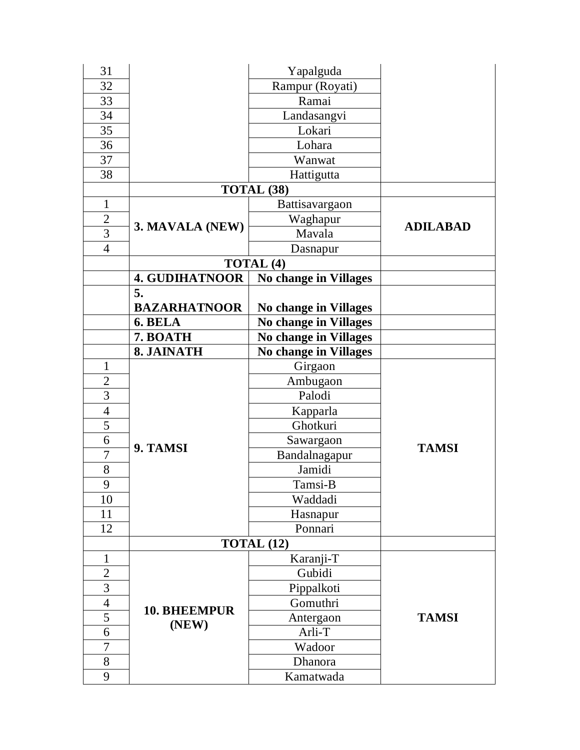| | | | |
|---|---|---|---|
| 31 | | Yapalguda | |
| 32 | | Rampur (Royati) | |
| 33 | | Ramai | |
| 34 | | Landasangvi | |
| 35 | | Lokari | |
| 36 | | Lohara | |
| 37 | | Wanwat | |
| 38 | | Hattigutta | |
| | **TOTAL (38)** | | |
| 1 | **3. MAVALA (NEW)** | Battisavargaon | **ADILABAD** |
| 2 | | Waghapur | |
| 3 | | Mavala | |
| 4 | | Dasnapur | |
| | **TOTAL (4)** | | |
| | **4. GUDIHATNOOR** | **No change in Villages** | |
| | **5. BAZARHATNOOR** | **No change in Villages** | |
| | **6. BELA** | **No change in Villages** | |
| | **7. BOATH** | **No change in Villages** | |
| | **8. JAINATH** | **No change in Villages** | |
| 1 | **9. TAMSI** | Girgaon | **TAMSI** |
| 2 | | Ambugaon | |
| 3 | | Palodi | |
| 4 | | Kapparla | |
| 5 | | Ghotkuri | |
| 6 | | Sawargaon | |
| 7 | | Bandalnagapur | |
| 8 | | Jamidi | |
| 9 | | Tamsi-B | |
| 10 | | Waddadi | |
| 11 | | Hasnapur | |
| 12 | | Ponnari | |
| | **TOTAL (12)** | | |
| 1 | **10. BHEEMPUR (NEW)** | Karanji-T | **TAMSI** |
| 2 | | Gubidi | |
| 3 | | Pippalkoti | |
| 4 | | Gomuthri | |
| 5 | | Antergaon | |
| 6 | | Arli-T | |
| 7 | | Wadoor | |
| 8 | | Dhanora | |
| 9 | | Kamatwada | |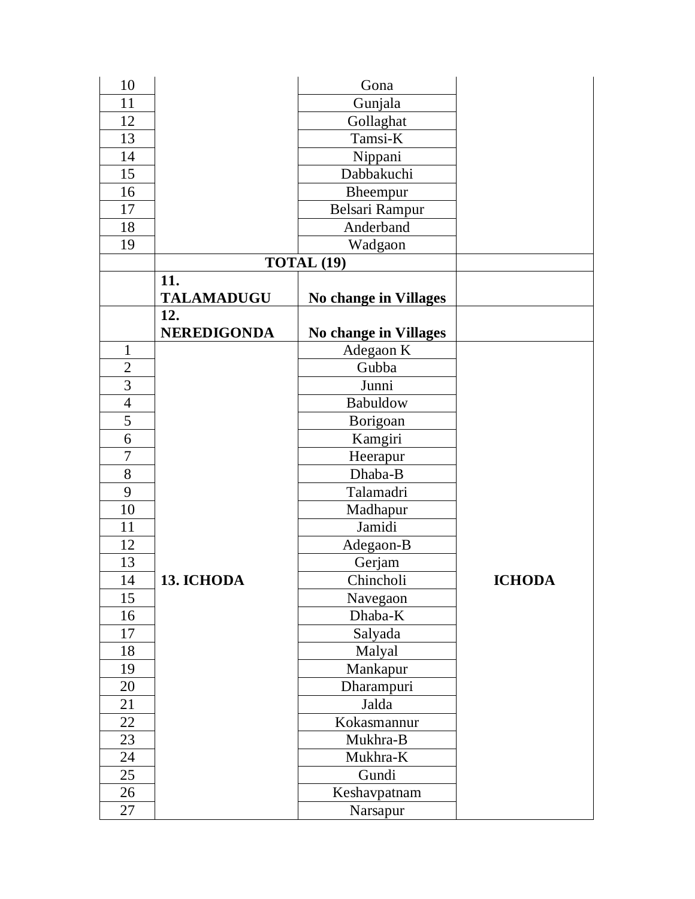| | | | |
|---|---|---|---|
| 10 | | Gona | |
| 11 | | Gunjala | |
| 12 | | Gollaghat | |
| 13 | | Tamsi-K | |
| 14 | | Nippani | |
| 15 | | Dabbakuchi | |
| 16 | | Bheempur | |
| 17 | | Belsari Rampur | |
| 18 | | Anderband | |
| 19 | | Wadgaon | |
| | **TOTAL (19)** | | |
| | **11. TALAMADUGU** | **No change in Villages** | |
| | **12. NEREDIGONDA** | **No change in Villages** | |
| 1 | **13. ICHODA** | Adegaon K | **ICHODA** |
| 2 | | Gubba | |
| 3 | | Junni | |
| 4 | | Babuldow | |
| 5 | | Borigoan | |
| 6 | | Kamgiri | |
| 7 | | Heerapur | |
| 8 | | Dhaba-B | |
| 9 | | Talamadri | |
| 10 | | Madhapur | |
| 11 | | Jamidi | |
| 12 | | Adegaon-B | |
| 13 | | Gerjam | |
| 14 | | Chincholi | |
| 15 | | Navegaon | |
| 16 | | Dhaba-K | |
| 17 | | Salyada | |
| 18 | | Malyal | |
| 19 | | Mankapur | |
| 20 | | Dharampuri | |
| 21 | | Jalda | |
| 22 | | Kokasmannur | |
| 23 | | Mukhra-B | |
| 24 | | Mukhra-K | |
| 25 | | Gundi | |
| 26 | | Keshavpatnam | |
| 27 | | Narsapur | |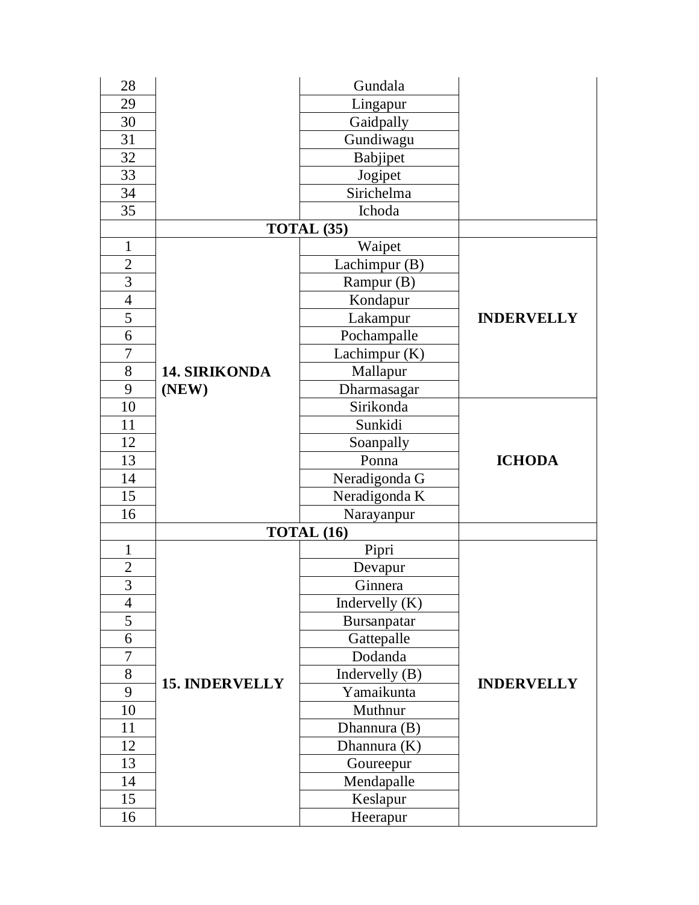| | | | |
|---|---|---|---|
| 28 | | Gundala | |
| 29 | | Lingapur | |
| 30 | | Gaidpally | |
| 31 | | Gundiwagu | |
| 32 | | Babjipet | |
| 33 | | Jogipet | |
| 34 | | Sirichelma | |
| 35 | | Ichoda | |
| | **TOTAL (35)** | | |
| 1 | **14. SIRIKONDA (NEW)** | Waipet | **INDERVELLY** |
| 2 | | Lachimpur (B) | |
| 3 | | Rampur (B) | |
| 4 | | Kondapur | |
| 5 | | Lakampur | |
| 6 | | Pochampalle | |
| 7 | | Lachimpur (K) | |
| 8 | | Mallapur | |
| 9 | | Dharmasagar | |
| 10 | | Sirikonda | **ICHODA** |
| 11 | | Sunkidi | |
| 12 | | Soanpally | |
| 13 | | Ponna | |
| 14 | | Neradigonda G | |
| 15 | | Neradigonda K | |
| 16 | | Narayanpur | |
| | **TOTAL (16)** | | |
| 1 | **15. INDERVELLY** | Pipri | **INDERVELLY** |
| 2 | | Devapur | |
| 3 | | Ginnera | |
| 4 | | Indervelly (K) | |
| 5 | | Bursanpatar | |
| 6 | | Gattepalle | |
| 7 | | Dodanda | |
| 8 | | Indervelly (B) | |
| 9 | | Yamaikunta | |
| 10 | | Muthnur | |
| 11 | | Dhannura (B) | |
| 12 | | Dhannura (K) | |
| 13 | | Goureepur | |
| 14 | | Mendapalle | |
| 15 | | Keslapur | |
| 16 | | Heerapur | |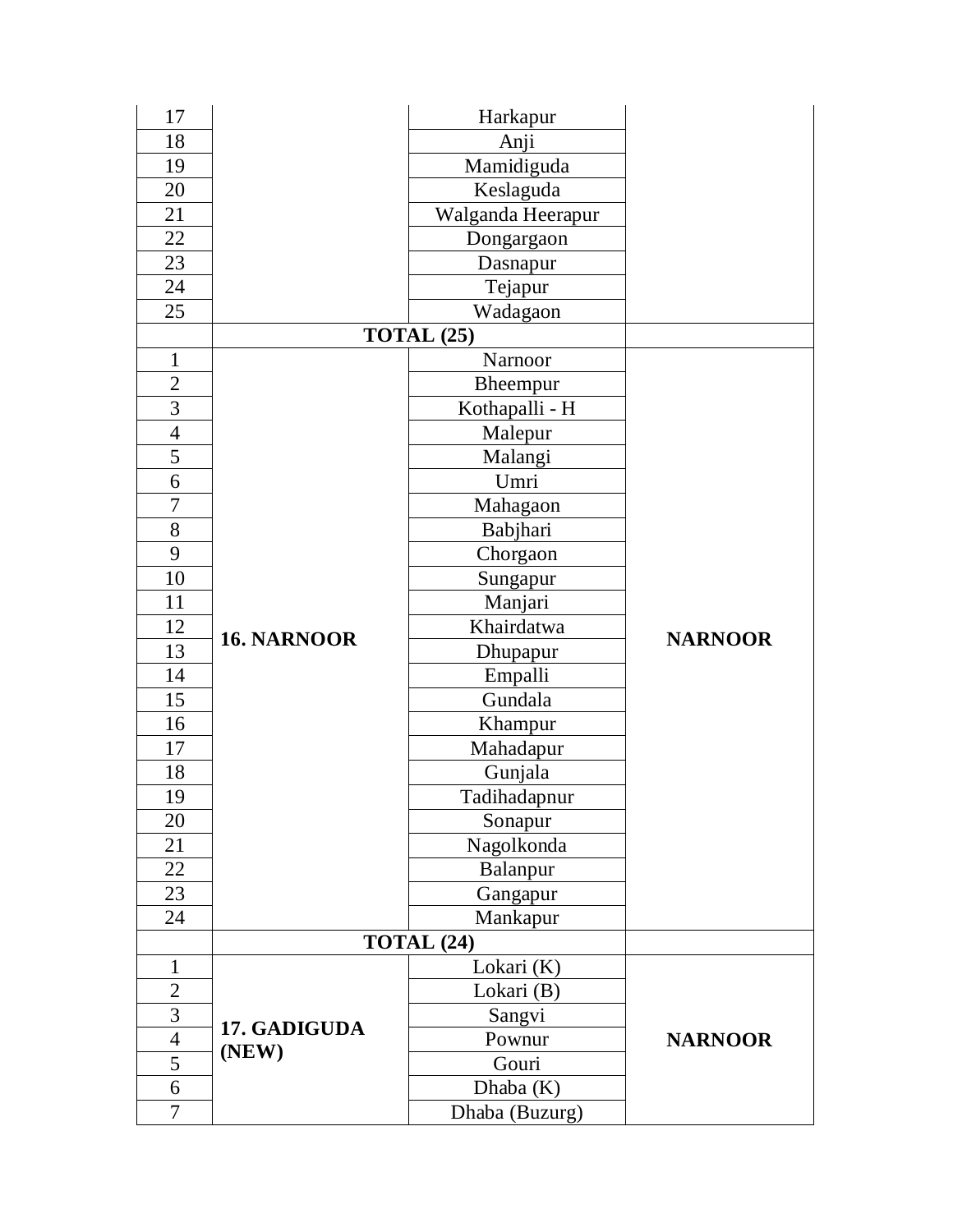| | | | |
|---|---|---|---|
| 17 | | Harkapur | |
| 18 | | Anji | |
| 19 | | Mamidiguda | |
| 20 | | Keslaguda | |
| 21 | | Walganda Heerapur | |
| 22 | | Dongargaon | |
| 23 | | Dasnapur | |
| 24 | | Tejapur | |
| 25 | | Wadagaon | |
| | **TOTAL (25)** | | |
| 1 | **16. NARNOOR** | Narnoor | **NARNOOR** |
| 2 | | Bheempur | |
| 3 | | Kothapalli - H | |
| 4 | | Malepur | |
| 5 | | Malangi | |
| 6 | | Umri | |
| 7 | | Mahagaon | |
| 8 | | Babjhari | |
| 9 | | Chorgaon | |
| 10 | | Sungapur | |
| 11 | | Manjari | |
| 12 | | Khairdatwa | |
| 13 | | Dhupapur | |
| 14 | | Empalli | |
| 15 | | Gundala | |
| 16 | | Khampur | |
| 17 | | Mahadapur | |
| 18 | | Gunjala | |
| 19 | | Tadihadapnur | |
| 20 | | Sonapur | |
| 21 | | Nagolkonda | |
| 22 | | Balanpur | |
| 23 | | Gangapur | |
| 24 | | Mankapur | |
| | **TOTAL (24)** | | |
| 1 | **17. GADIGUDA (NEW)** | Lokari (K) | **NARNOOR** |
| 2 | | Lokari (B) | |
| 3 | | Sangvi | |
| 4 | | Pownur | |
| 5 | | Gouri | |
| 6 | | Dhaba (K) | |
| 7 | | Dhaba (Buzurg) | |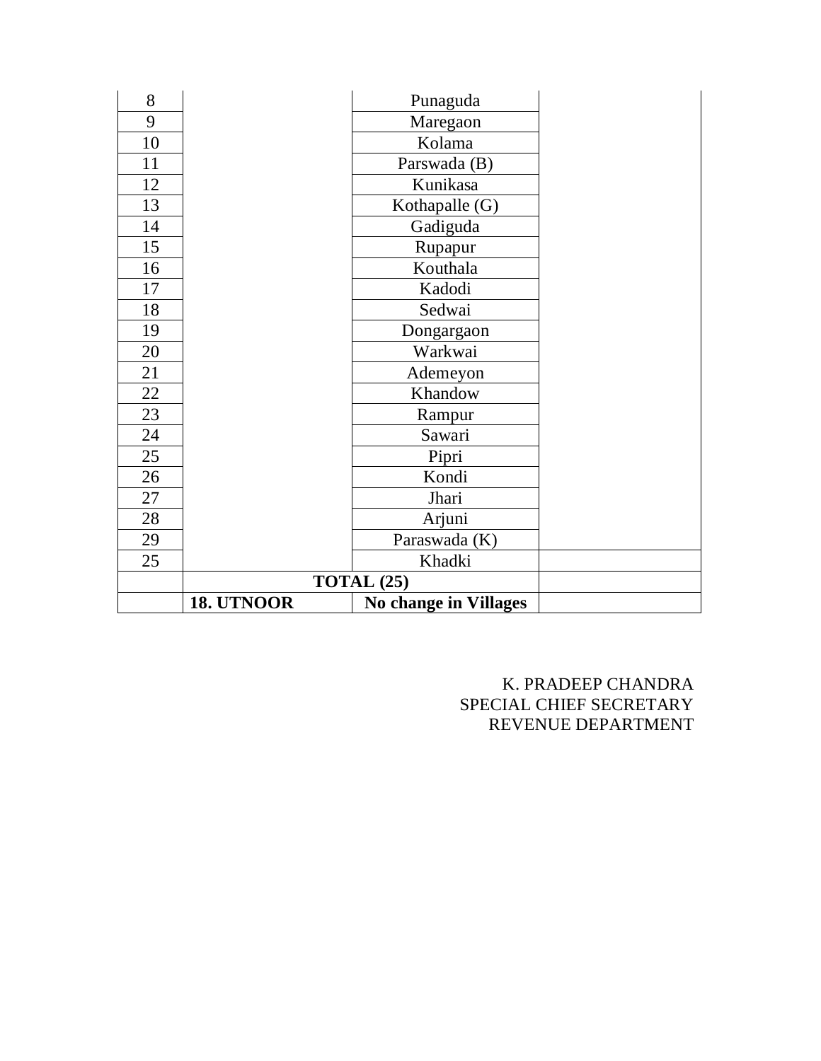| | | | |
|---|---|---|---|
| 8 | | Punaguda | |
| 9 | | Maregaon | |
| 10 | | Kolama | |
| 11 | | Parswada (B) | |
| 12 | | Kunikasa | |
| 13 | | Kothapalle (G) | |
| 14 | | Gadiguda | |
| 15 | | Rupapur | |
| 16 | | Kouthala | |
| 17 | | Kadodi | |
| 18 | | Sedwai | |
| 19 | | Dongargaon | |
| 20 | | Warkwai | |
| 21 | | Ademeyon | |
| 22 | | Khandow | |
| 23 | | Rampur | |
| 24 | | Sawari | |
| 25 | | Pipri | |
| 26 | | Kondi | |
| 27 | | Jhari | |
| 28 | | Arjuni | |
| 29 | | Paraswada (K) | |
| 25 | | Khadki | |
| | **TOTAL (25)** | | |
| | **18. UTNOOR** | **No change in Villages** | |

K. PRADEEP CHANDRA
SPECIAL CHIEF SECRETARY
REVENUE DEPARTMENT